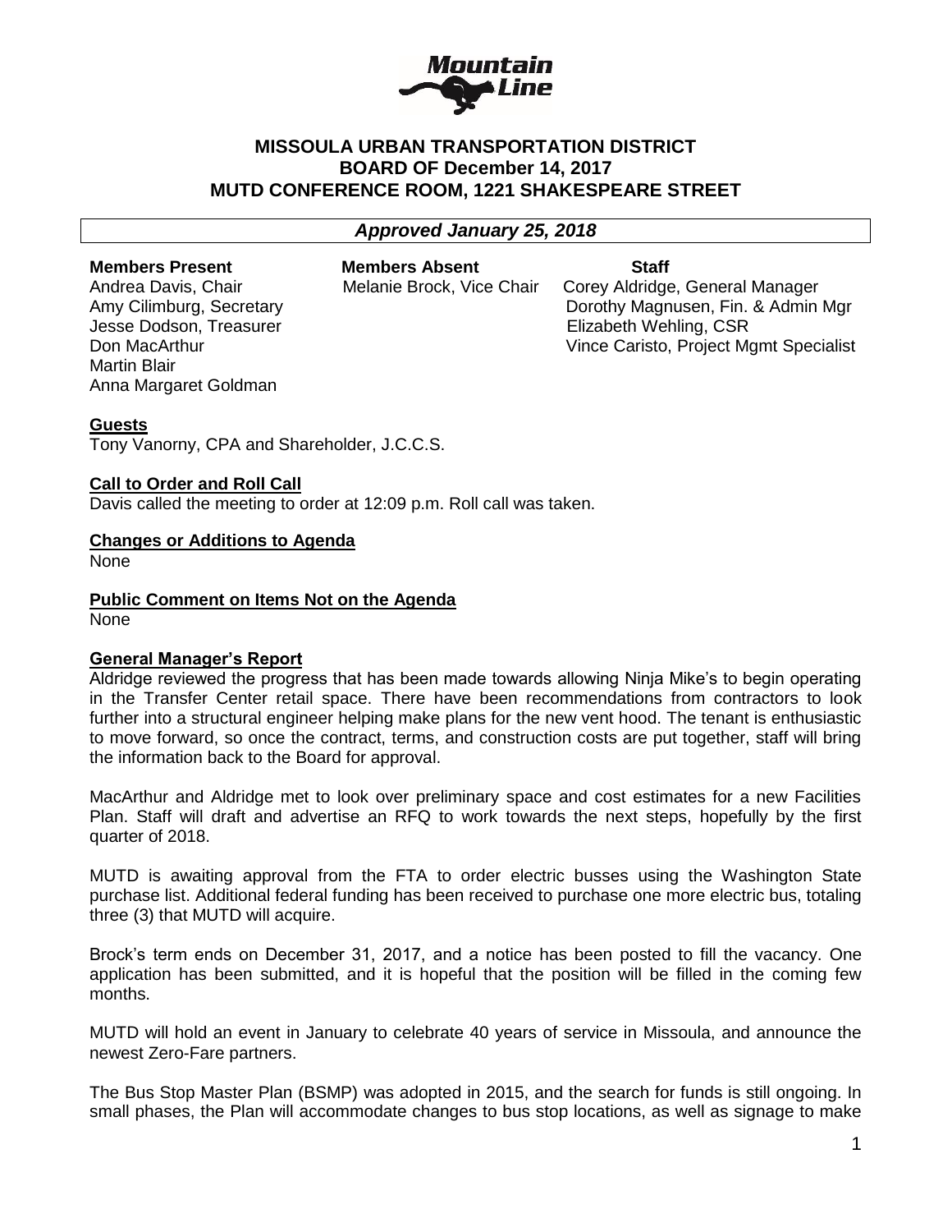# MISSOULA URBAN TRANSPORTATION DISTRICT
## BOARD OF December 14, 2017
## MUTD CONFERENCE ROOM, 1221 SHAKESPEARE STREET

***Approved January 25, 2018***

| Members Present | Members Absent | Staff |
|---|---|---|
| Andrea Davis, Chair | Melanie Brock, Vice Chair | Corey Aldridge, General Manager |
| Amy Cilimburg, Secretary | | Dorothy Magnusen, Fin. & Admin Mgr |
| Jesse Dodson, Treasurer | | Elizabeth Wehling, CSR |
| Don MacArthur | | Vince Caristo, Project Mgmt Specialist |
| Martin Blair | | |
| Anna Margaret Goldman | | |

**Guests**

Tony Vanorny, CPA and Shareholder, J.C.C.S.

**Call to Order and Roll Call**

Davis called the meeting to order at 12:09 p.m. Roll call was taken.

**Changes or Additions to Agenda**

None

**Public Comment on Items Not on the Agenda**

None

**General Manager's Report**

Aldridge reviewed the progress that has been made towards allowing Ninja Mike's to begin operating in the Transfer Center retail space. There have been recommendations from contractors to look further into a structural engineer helping make plans for the new vent hood. The tenant is enthusiastic to move forward, so once the contract, terms, and construction costs are put together, staff will bring the information back to the Board for approval.

MacArthur and Aldridge met to look over preliminary space and cost estimates for a new Facilities Plan. Staff will draft and advertise an RFQ to work towards the next steps, hopefully by the first quarter of 2018.

MUTD is awaiting approval from the FTA to order electric busses using the Washington State purchase list. Additional federal funding has been received to purchase one more electric bus, totaling three (3) that MUTD will acquire.

Brock's term ends on December 31, 2017, and a notice has been posted to fill the vacancy. One application has been submitted, and it is hopeful that the position will be filled in the coming few months.

MUTD will hold an event in January to celebrate 40 years of service in Missoula, and announce the newest Zero-Fare partners.

The Bus Stop Master Plan (BSMP) was adopted in 2015, and the search for funds is still ongoing. In small phases, the Plan will accommodate changes to bus stop locations, as well as signage to make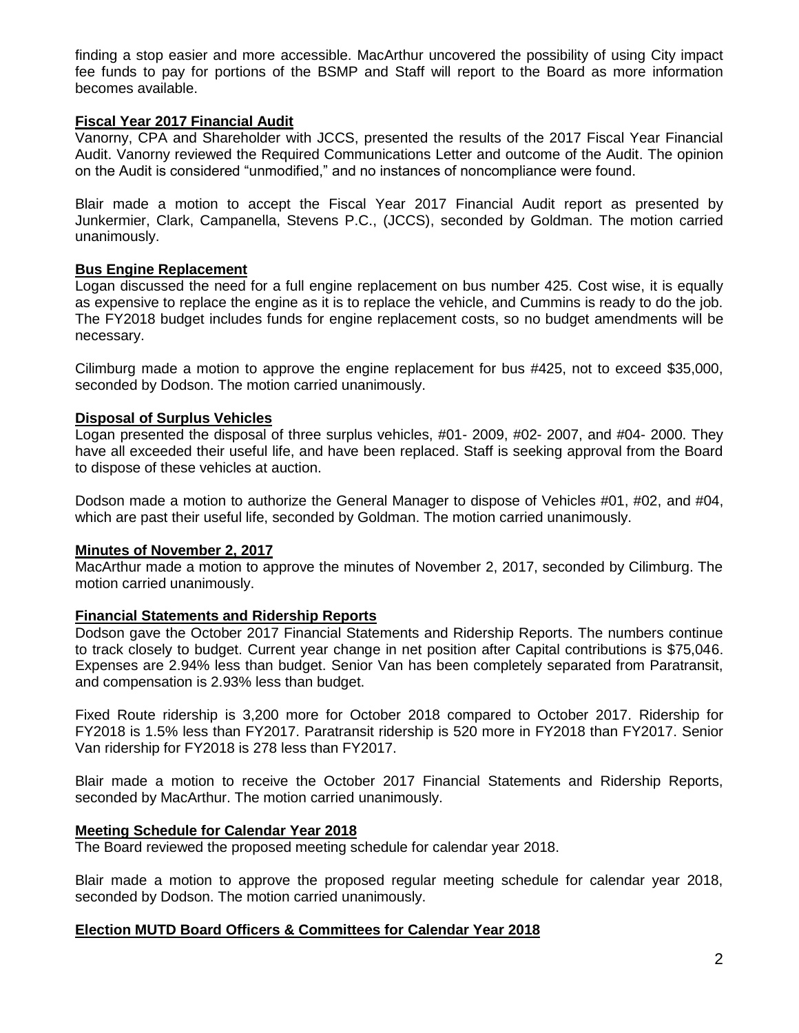finding a stop easier and more accessible. MacArthur uncovered the possibility of using City impact fee funds to pay for portions of the BSMP and Staff will report to the Board as more information becomes available.

**Fiscal Year 2017 Financial Audit**

Vanorny, CPA and Shareholder with JCCS, presented the results of the 2017 Fiscal Year Financial Audit. Vanorny reviewed the Required Communications Letter and outcome of the Audit. The opinion on the Audit is considered "unmodified," and no instances of noncompliance were found.

Blair made a motion to accept the Fiscal Year 2017 Financial Audit report as presented by Junkermier, Clark, Campanella, Stevens P.C., (JCCS), seconded by Goldman. The motion carried unanimously.

**Bus Engine Replacement**

Logan discussed the need for a full engine replacement on bus number 425. Cost wise, it is equally as expensive to replace the engine as it is to replace the vehicle, and Cummins is ready to do the job. The FY2018 budget includes funds for engine replacement costs, so no budget amendments will be necessary.

Cilimburg made a motion to approve the engine replacement for bus #425, not to exceed $35,000, seconded by Dodson. The motion carried unanimously.

**Disposal of Surplus Vehicles**

Logan presented the disposal of three surplus vehicles, #01- 2009, #02- 2007, and #04- 2000. They have all exceeded their useful life, and have been replaced. Staff is seeking approval from the Board to dispose of these vehicles at auction.

Dodson made a motion to authorize the General Manager to dispose of Vehicles #01, #02, and #04, which are past their useful life, seconded by Goldman. The motion carried unanimously.

**Minutes of November 2, 2017**

MacArthur made a motion to approve the minutes of November 2, 2017, seconded by Cilimburg. The motion carried unanimously.

**Financial Statements and Ridership Reports**

Dodson gave the October 2017 Financial Statements and Ridership Reports. The numbers continue to track closely to budget. Current year change in net position after Capital contributions is $75,046. Expenses are 2.94% less than budget. Senior Van has been completely separated from Paratransit, and compensation is 2.93% less than budget.

Fixed Route ridership is 3,200 more for October 2018 compared to October 2017. Ridership for FY2018 is 1.5% less than FY2017. Paratransit ridership is 520 more in FY2018 than FY2017. Senior Van ridership for FY2018 is 278 less than FY2017.

Blair made a motion to receive the October 2017 Financial Statements and Ridership Reports, seconded by MacArthur. The motion carried unanimously.

**Meeting Schedule for Calendar Year 2018**

The Board reviewed the proposed meeting schedule for calendar year 2018.

Blair made a motion to approve the proposed regular meeting schedule for calendar year 2018, seconded by Dodson. The motion carried unanimously.

**Election MUTD Board Officers & Committees for Calendar Year 2018**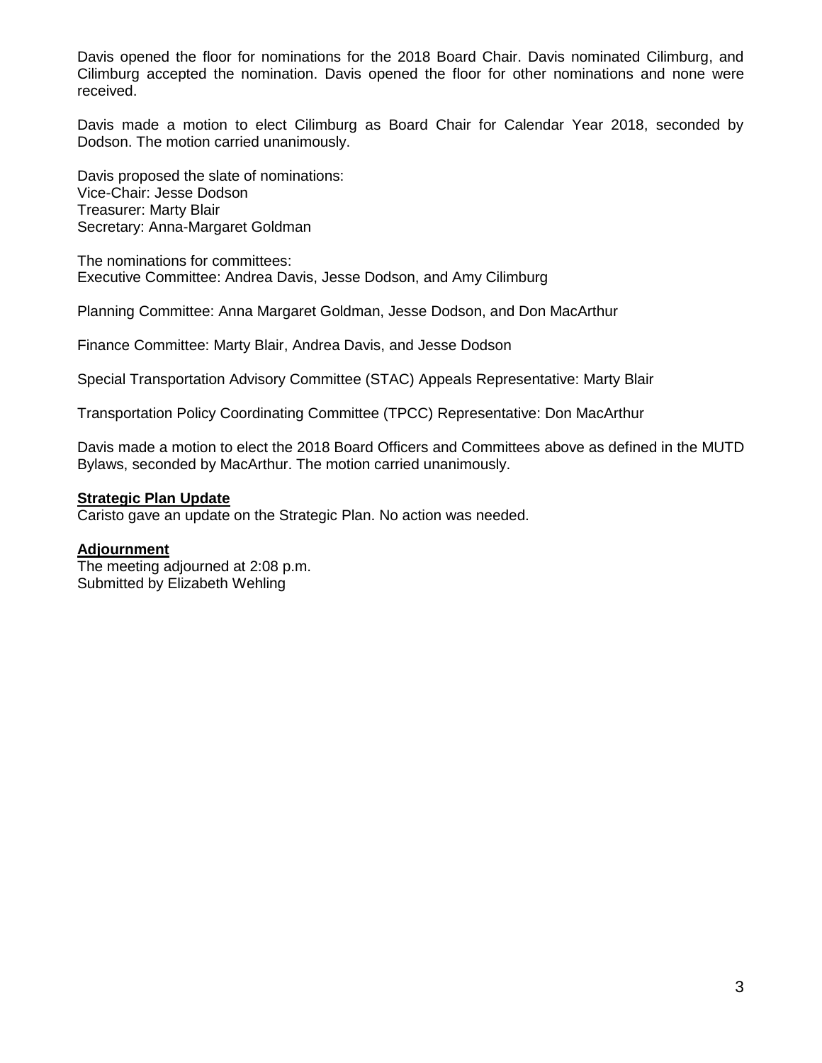Davis opened the floor for nominations for the 2018 Board Chair. Davis nominated Cilimburg, and Cilimburg accepted the nomination. Davis opened the floor for other nominations and none were received.

Davis made a motion to elect Cilimburg as Board Chair for Calendar Year 2018, seconded by Dodson. The motion carried unanimously.

Davis proposed the slate of nominations:
Vice-Chair: Jesse Dodson
Treasurer: Marty Blair
Secretary: Anna-Margaret Goldman

The nominations for committees:
Executive Committee: Andrea Davis, Jesse Dodson, and Amy Cilimburg

Planning Committee: Anna Margaret Goldman, Jesse Dodson, and Don MacArthur

Finance Committee: Marty Blair, Andrea Davis, and Jesse Dodson

Special Transportation Advisory Committee (STAC) Appeals Representative: Marty Blair

Transportation Policy Coordinating Committee (TPCC) Representative: Don MacArthur

Davis made a motion to elect the 2018 Board Officers and Committees above as defined in the MUTD Bylaws, seconded by MacArthur. The motion carried unanimously.

**Strategic Plan Update**
Caristo gave an update on the Strategic Plan. No action was needed.

**Adjournment**
The meeting adjourned at 2:08 p.m.
Submitted by Elizabeth Wehling